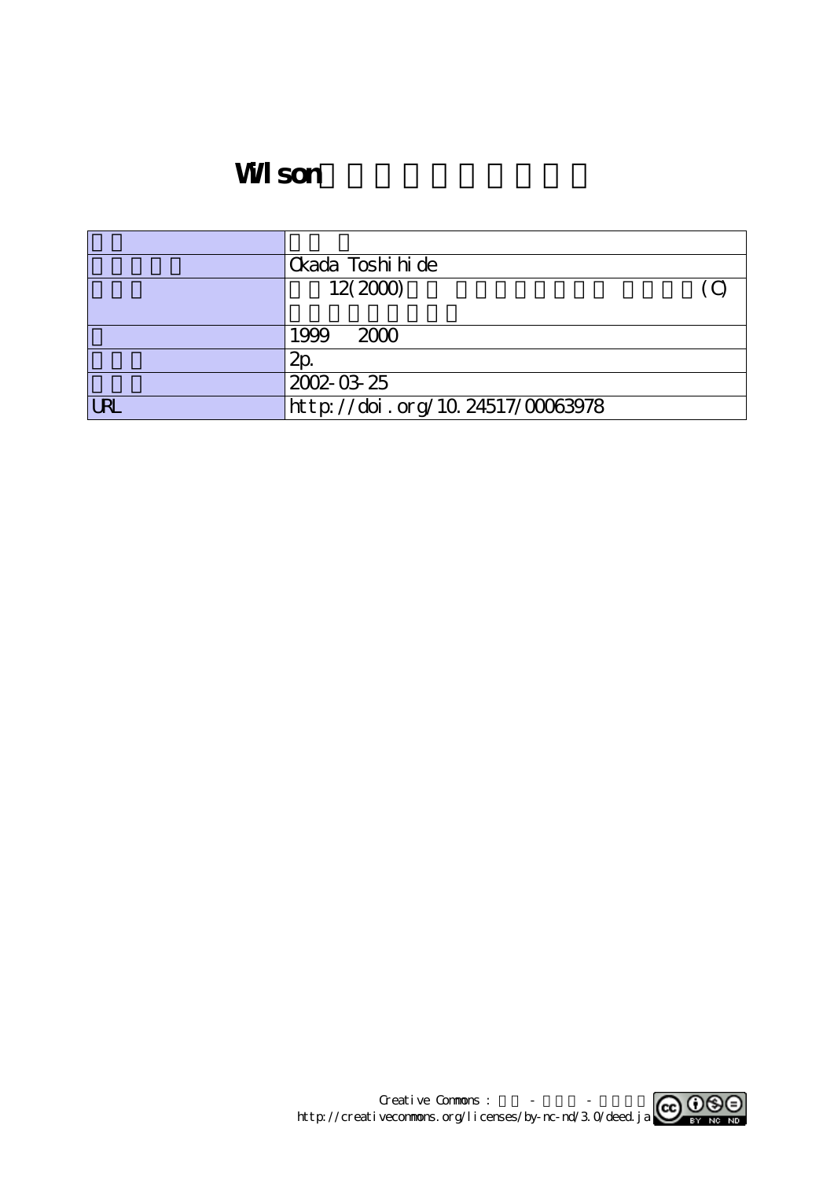# Wilson

| | |
|---|---|
| | |
| | Okada Toshihide |
| | 12(2000) (C) |
| | 1999 2000 |
| | 2p. |
| | 2002-03-25 |
| URL | http://doi.org/10.24517/00063978 |

Creative Commons : - -
http://creativecommons.org/licenses/by-nc-nd/3.0/deed.ja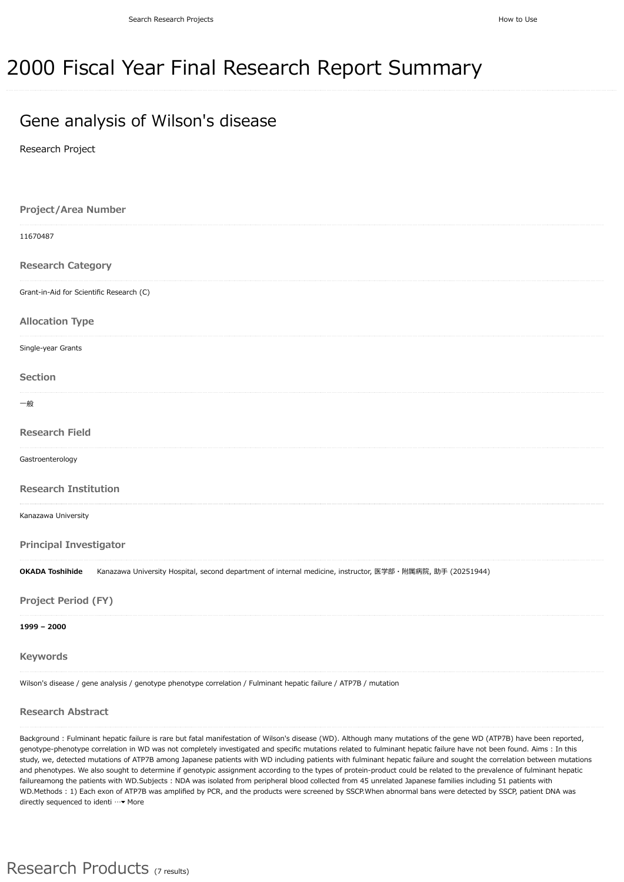Search Research Projects How to Use

# 2000 Fiscal Year Final Research Report Summary

## Gene analysis of Wilson's disease

Research Project

### Project/Area Number

11670487

### Research Category

Grant-in-Aid for Scientific Research (C)

### Allocation Type

Single-year Grants

### Section

一般

### Research Field

Gastroenterology

### Research Institution

Kanazawa University

### Principal Investigator

**OKADA Toshihide** Kanazawa University Hospital, second department of internal medicine, instructor, 医学部・附属病院, 助手 (20251944)

### Project Period (FY)

**1999 – 2000**

### Keywords

Wilson's disease / gene analysis / genotype phenotype correlation / Fulminant hepatic failure / ATP7B / mutation

### Research Abstract

Background : Fulminant hepatic failure is rare but fatal manifestation of Wilson's disease (WD). Although many mutations of the gene WD (ATP7B) have been reported, genotype-phenotype correlation in WD was not completely investigated and specific mutations related to fulminant hepatic failure have not been found. Aims : In this study, we, detected mutations of ATP7B among Japanese patients with WD including patients with fulminant hepatic failure and sought the correlation between mutations and phenotypes. We also sought to determine if genotypic assignment according to the types of protein-product could be related to the prevalence of fulminant hepatic failureamong the patients with WD.Subjects : NDA was isolated from peripheral blood collected from 45 unrelated Japanese families including 51 patients with WD.Methods : 1) Each exon of ATP7B was amplified by PCR, and the products were screened by SSCP.When abnormal bans were detected by SSCP, patient DNA was directly sequenced to identi ⋯ More

# Research Products (7 results)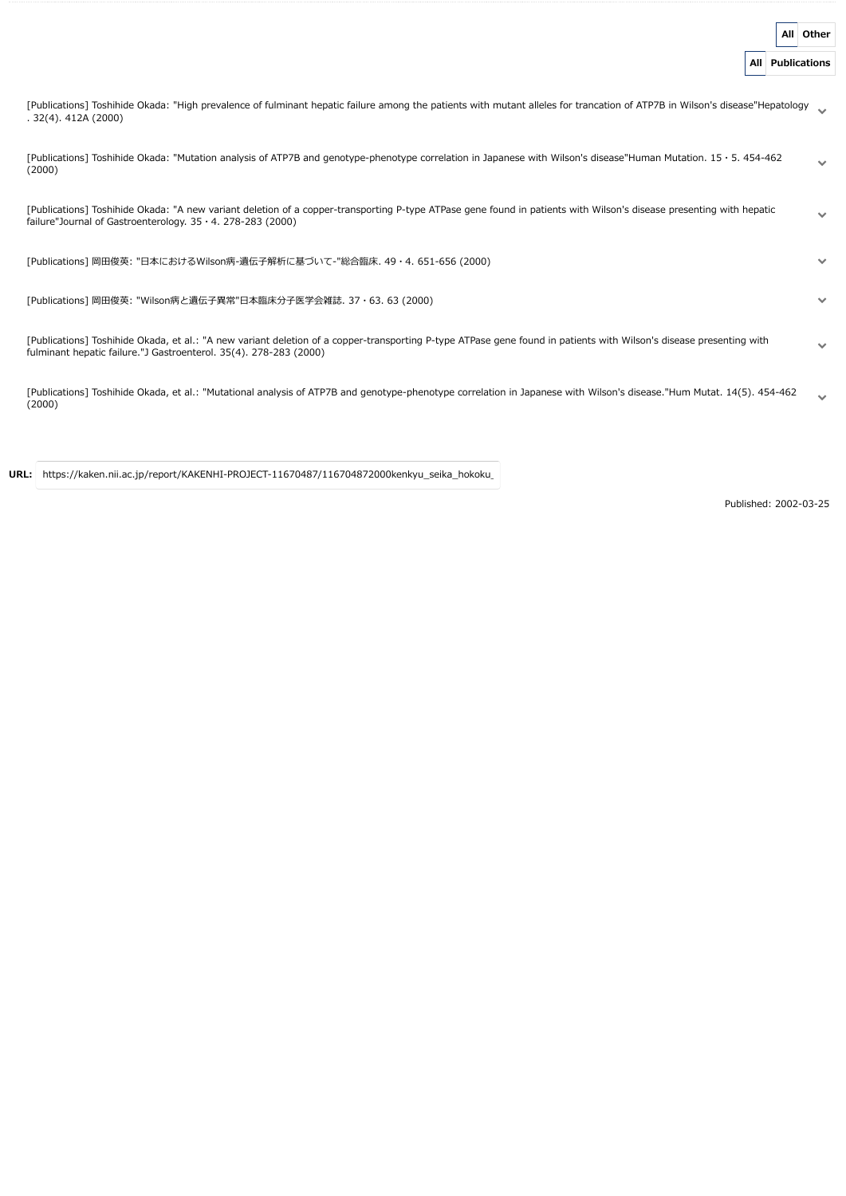All Other

All Publications

[Publications] Toshihide Okada: "High prevalence of fulminant hepatic failure among the patients with mutant alleles for trancation of ATP7B in Wilson's disease"Hepatology . 32(4). 412A (2000)

[Publications] Toshihide Okada: "Mutation analysis of ATP7B and genotype-phenotype correlation in Japanese with Wilson's disease"Human Mutation. 15・5. 454-462 (2000)

[Publications] Toshihide Okada: "A new variant deletion of a copper-transporting P-type ATPase gene found in patients with Wilson's disease presenting with hepatic failure"Journal of Gastroenterology. 35・4. 278-283 (2000)

[Publications] 岡田俊英: "日本におけるWilson病-遺伝子解析に基づいて-"総合臨床. 49・4. 651-656 (2000)

[Publications] 岡田俊英: "Wilson病と遺伝子異常"日本臨床分子医学会雑誌. 37・63. 63 (2000)

[Publications] Toshihide Okada, et al.: "A new variant deletion of a copper-transporting P-type ATPase gene found in patients with Wilson's disease presenting with fulminant hepatic failure."J Gastroenterol. 35(4). 278-283 (2000)

[Publications] Toshihide Okada, et al.: "Mutational analysis of ATP7B and genotype-phenotype correlation in Japanese with Wilson's disease."Hum Mutat. 14(5). 454-462 (2000)

**URL:** https://kaken.nii.ac.jp/report/KAKENHI-PROJECT-11670487/116704872000kenkyu_seika_hokoku_

Published: 2002-03-25